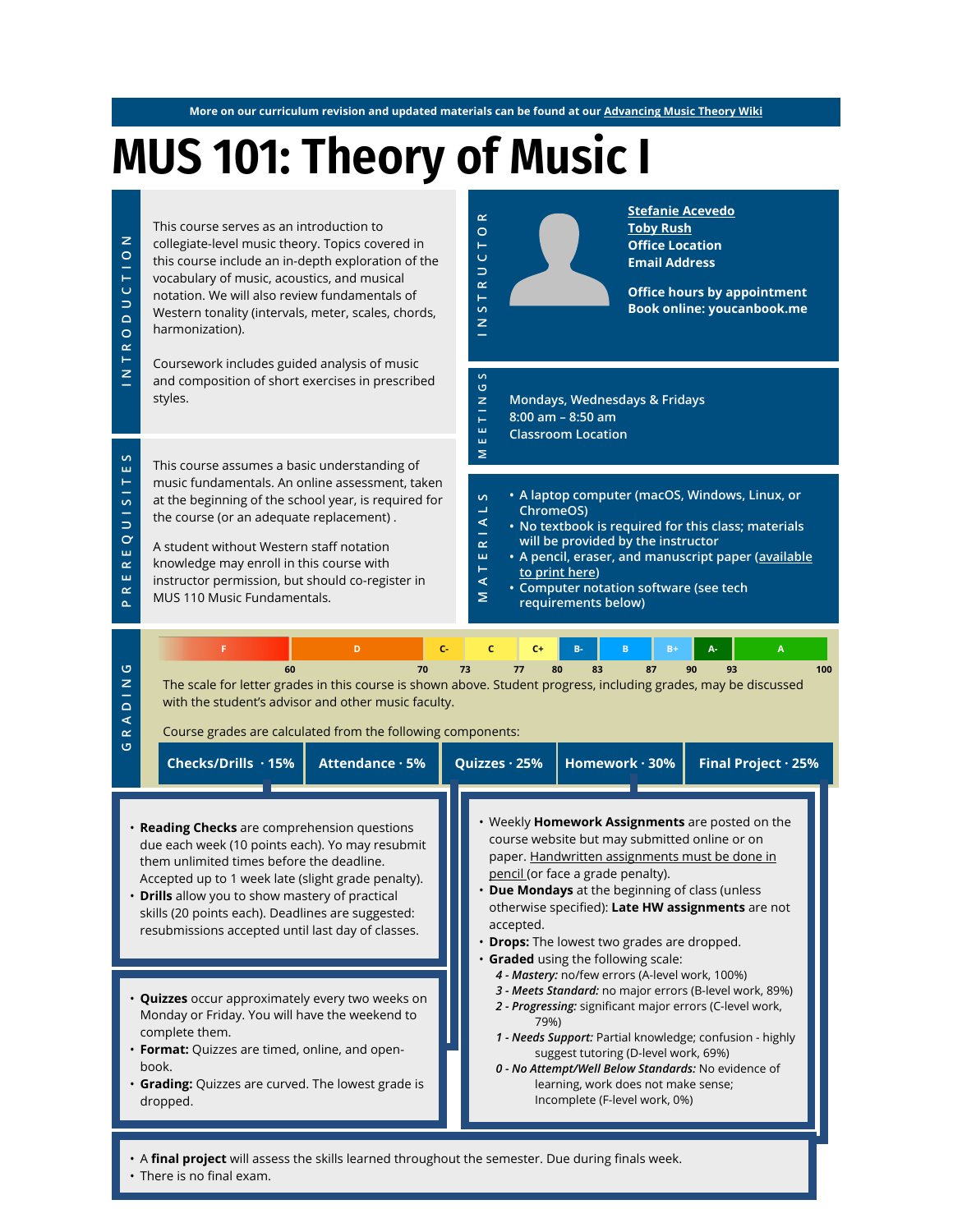More on our curriculum revision and updated materials can be found at our Advancing Music Theory Wiki

# MUS 101: Theory of Music I

## INTRODUCTION

This course serves as an introduction to collegiate-level music theory. Topics covered in this course include an in-depth exploration of the vocabulary of music, acoustics, and musical notation. We will also review fundamentals of Western tonality (intervals, meter, scales, chords, harmonization).

Coursework includes guided analysis of music and composition of short exercises in prescribed styles.

## INSTRUCTOR

**Stefanie Acevedo**
**Toby Rush**
**Office Location**
**Email Address**

**Office hours by appointment**
**Book online: youcanbook.me**

## MEETINGS

Mondays, Wednesdays & Fridays
8:00 am – 8:50 am
Classroom Location

## PREREQUISITES

This course assumes a basic understanding of music fundamentals. An online assessment, taken at the beginning of the school year, is required for the course (or an adequate replacement) .

A student without Western staff notation knowledge may enroll in this course with instructor permission, but should co-register in MUS 110 Music Fundamentals.

## MATERIALS

- A laptop computer (macOS, Windows, Linux, or ChromeOS)
- No textbook is required for this class; materials will be provided by the instructor
- A pencil, eraser, and manuscript paper (available to print here)
- Computer notation software (see tech requirements below)

## GRADING

| F | D | C- | C | C+ | B- | B | B+ | A- | A |
|---|---|---|---|---|---|---|---|---|---|
| <60 | 60 | 70 | 73 | 77 | 80 | 83 | 87 | 90 | 93–100 |

The scale for letter grades in this course is shown above. Student progress, including grades, may be discussed with the student's advisor and other music faculty.

Course grades are calculated from the following components:

| Checks/Drills · 15% | Attendance · 5% | Quizzes · 25% | Homework · 30% | Final Project · 25% |
|---|---|---|---|---|

- **Reading Checks** are comprehension questions due each week (10 points each). Yo may resubmit them unlimited times before the deadline. Accepted up to 1 week late (slight grade penalty).
- **Drills** allow you to show mastery of practical skills (20 points each). Deadlines are suggested: resubmissions accepted until last day of classes.

- **Quizzes** occur approximately every two weeks on Monday or Friday. You will have the weekend to complete them.
- **Format:** Quizzes are timed, online, and open-book.
- **Grading:** Quizzes are curved. The lowest grade is dropped.

- Weekly **Homework Assignments** are posted on the course website but may submitted online or on paper. Handwritten assignments must be done in pencil (or face a grade penalty).
- **Due Mondays** at the beginning of class (unless otherwise specified): **Late HW assignments** are not accepted.
- **Drops:** The lowest two grades are dropped.
- **Graded** using the following scale:
  - *4 - Mastery:* no/few errors (A-level work, 100%)
  - *3 - Meets Standard:* no major errors (B-level work, 89%)
  - *2 - Progressing:* significant major errors (C-level work, 79%)
  - *1 - Needs Support:* Partial knowledge; confusion - highly suggest tutoring (D-level work, 69%)
  - *0 - No Attempt/Well Below Standards:* No evidence of learning, work does not make sense; Incomplete (F-level work, 0%)

- A **final project** will assess the skills learned throughout the semester. Due during finals week.
- There is no final exam.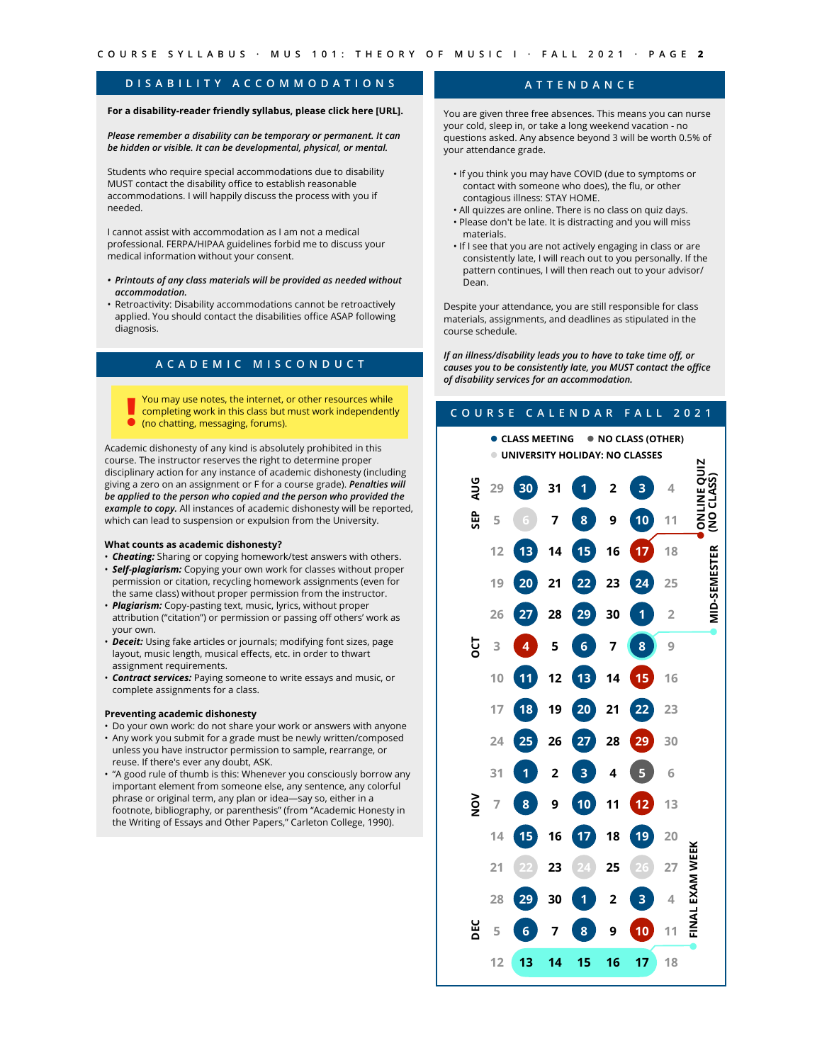## DISABILITY ACCOMMODATIONS

**For a disability-reader friendly syllabus, please click here [URL].**

***Please remember a disability can be temporary or permanent. It can be hidden or visible. It can be developmental, physical, or mental.***

Students who require special accommodations due to disability MUST contact the disability office to establish reasonable accommodations. I will happily discuss the process with you if needed.

I cannot assist with accommodation as I am not a medical professional. FERPA/HIPAA guidelines forbid me to discuss your medical information without your consent.

- ***Printouts of any class materials will be provided as needed without accommodation.***
- Retroactivity: Disability accommodations cannot be retroactively applied. You should contact the disabilities office ASAP following diagnosis.

## ACADEMIC MISCONDUCT

> **!** You may use notes, the internet, or other resources while completing work in this class but must work independently (no chatting, messaging, forums).

Academic dishonesty of any kind is absolutely prohibited in this course. The instructor reserves the right to determine proper disciplinary action for any instance of academic dishonesty (including giving a zero on an assignment or F for a course grade). ***Penalties will be applied to the person who copied and the person who provided the example to copy.*** All instances of academic dishonesty will be reported, which can lead to suspension or expulsion from the University.

**What counts as academic dishonesty?**

- ***Cheating:*** Sharing or copying homework/test answers with others.
- ***Self-plagiarism:*** Copying your own work for classes without proper permission or citation, recycling homework assignments (even for the same class) without proper permission from the instructor.
- ***Plagiarism:*** Copy-pasting text, music, lyrics, without proper attribution ("citation") or permission or passing off others' work as your own.
- ***Deceit:*** Using fake articles or journals; modifying font sizes, page layout, music length, musical effects, etc. in order to thwart assignment requirements.
- ***Contract services:*** Paying someone to write essays and music, or complete assignments for a class.

**Preventing academic dishonesty**

- Do your own work: do not share your work or answers with anyone
- Any work you submit for a grade must be newly written/composed unless you have instructor permission to sample, rearrange, or reuse. If there's ever any doubt, ASK.
- "A good rule of thumb is this: Whenever you consciously borrow any important element from someone else, any sentence, any colorful phrase or original term, any plan or idea—say so, either in a footnote, bibliography, or parenthesis" (from "Academic Honesty in the Writing of Essays and Other Papers," Carleton College, 1990).

## ATTENDANCE

You are given three free absences. This means you can nurse your cold, sleep in, or take a long weekend vacation - no questions asked. Any absence beyond 3 will be worth 0.5% of your attendance grade.

- If you think you may have COVID (due to symptoms or contact with someone who does), the flu, or other contagious illness: STAY HOME.
- All quizzes are online. There is no class on quiz days.
- Please don't be late. It is distracting and you will miss materials.
- If I see that you are not actively engaging in class or are consistently late, I will reach out to you personally. If the pattern continues, I will then reach out to your advisor/ Dean.

Despite your attendance, you are still responsible for class materials, assignments, and deadlines as stipulated in the course schedule.

***If an illness/disability leads you to have to take time off, or causes you to be consistently late, you MUST contact the office of disability services for an accommodation.***

## COURSE CALENDAR FALL 2021

● CLASS MEETING ● NO CLASS (OTHER) ● UNIVERSITY HOLIDAY: NO CLASSES

| Month | Sun | Mon | Tue | Wed | Thu | Fri | Sat |
|---|---|---|---|---|---|---|---|
| AUG | 29 | 30 (class) | 31 | 1 (class) | 2 | 3 (class) | 4 |
| SEP | 5 | 6 (holiday) | 7 | 8 (class) | 9 | 10 (class) | 11 |
| | 12 | 13 (class) | 14 | 15 (class) | 16 | 17 (online quiz, no class) | 18 |
| | 19 | 20 (class) | 21 | 22 (class) | 23 | 24 (class) | 25 |
| | 26 | 27 (class) | 28 | 29 (class) | 30 | 1 (class) | 2 |
| OCT | 3 | 4 (online quiz, no class) | 5 | 6 (class) | 7 | 8 (class, mid-semester) | 9 |
| | 10 | 11 (class) | 12 | 13 (class) | 14 | 15 (online quiz, no class) | 16 |
| | 17 | 18 (class) | 19 | 20 (class) | 21 | 22 (class) | 23 |
| | 24 | 25 (class) | 26 | 27 (class) | 28 | 29 (online quiz, no class) | 30 |
| | 31 | 1 (class) | 2 | 3 (class) | 4 | 5 (no class, other) | 6 |
| NOV | 7 | 8 (class) | 9 | 10 (class) | 11 | 12 (online quiz, no class) | 13 |
| | 14 | 15 (class) | 16 | 17 (class) | 18 | 19 (class) | 20 |
| | 21 | 22 (holiday) | 23 | 24 (holiday) | 25 | 26 (holiday) | 27 |
| | 28 | 29 (class) | 30 | 1 (class) | 2 | 3 (class) | 4 |
| DEC | 5 | 6 (class) | 7 | 8 (class) | 9 | 10 (online quiz, no class) | 11 |
| | 12 | 13 (final exam week) | 14 (final exam week) | 15 (final exam week) | 16 (final exam week) | 17 (final exam week) | 18 |

ONLINE QUIZ (NO CLASS) · MID-SEMESTER · FINAL EXAM WEEK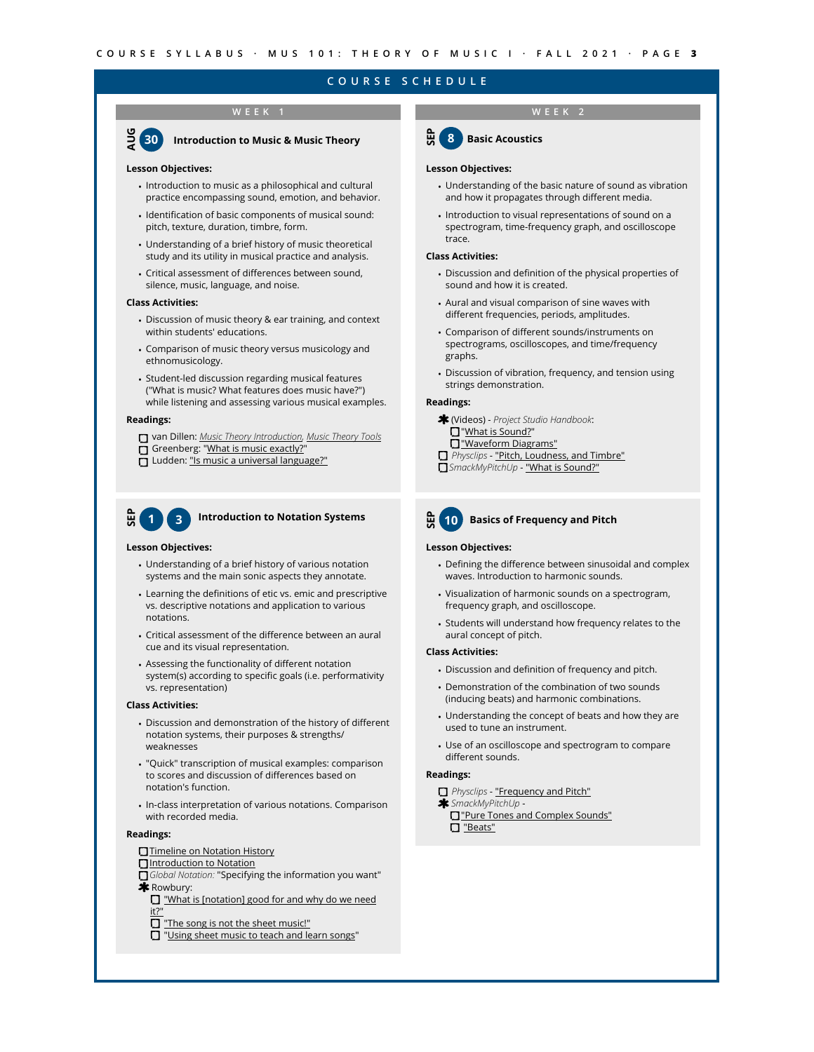## COURSE SCHEDULE

### WEEK 1

#### AUG 30 — Introduction to Music & Music Theory

**Lesson Objectives:**

- Introduction to music as a philosophical and cultural practice encompassing sound, emotion, and behavior.
- Identification of basic components of musical sound: pitch, texture, duration, timbre, form.
- Understanding of a brief history of music theoretical study and its utility in musical practice and analysis.
- Critical assessment of differences between sound, silence, music, language, and noise.

**Class Activities:**

- Discussion of music theory & ear training, and context within students' educations.
- Comparison of music theory versus musicology and ethnomusicology.
- Student-led discussion regarding musical features ("What is music? What features does music have?") while listening and assessing various musical examples.

**Readings:**

- ☐ van Dillen: *Music Theory Introduction*, *Music Theory Tools*
- ☐ Greenberg: "What is music exactly?"
- ☐ Ludden: "Is music a universal language?"

#### SEP 1 3 — Introduction to Notation Systems

**Lesson Objectives:**

- Understanding of a brief history of various notation systems and the main sonic aspects they annotate.
- Learning the definitions of etic vs. emic and prescriptive vs. descriptive notations and application to various notations.
- Critical assessment of the difference between an aural cue and its visual representation.
- Assessing the functionality of different notation system(s) according to specific goals (i.e. performativity vs. representation)

**Class Activities:**

- Discussion and demonstration of the history of different notation systems, their purposes & strengths/ weaknesses
- "Quick" transcription of musical examples: comparison to scores and discussion of differences based on notation's function.
- In-class interpretation of various notations. Comparison with recorded media.

**Readings:**

- ☐ Timeline on Notation History
- ☐ Introduction to Notation
- ☐ *Global Notation:* "Specifying the information you want"
- ✱ Rowbury:
  - ☐ "What is [notation] good for and why do we need it?"
  - ☐ "The song is not the sheet music!"
  - ☐ "Using sheet music to teach and learn songs"

### WEEK 2

#### SEP 8 — Basic Acoustics

**Lesson Objectives:**

- Understanding of the basic nature of sound as vibration and how it propagates through different media.
- Introduction to visual representations of sound on a spectrogram, time-frequency graph, and oscilloscope trace.

**Class Activities:**

- Discussion and definition of the physical properties of sound and how it is created.
- Aural and visual comparison of sine waves with different frequencies, periods, amplitudes.
- Comparison of different sounds/instruments on spectrograms, oscilloscopes, and time/frequency graphs.
- Discussion of vibration, frequency, and tension using strings demonstration.

**Readings:**

- ✱ (Videos) - *Project Studio Handbook*:
  - ☐ "What is Sound?"
  - ☐ "Waveform Diagrams"
- ☐ *Physclips* - "Pitch, Loudness, and Timbre"
- ☐ *SmackMyPitchUp* - "What is Sound?"

#### SEP 10 — Basics of Frequency and Pitch

**Lesson Objectives:**

- Defining the difference between sinusoidal and complex waves. Introduction to harmonic sounds.
- Visualization of harmonic sounds on a spectrogram, frequency graph, and oscilloscope.
- Students will understand how frequency relates to the aural concept of pitch.

**Class Activities:**

- Discussion and definition of frequency and pitch.
- Demonstration of the combination of two sounds (inducing beats) and harmonic combinations.
- Understanding the concept of beats and how they are used to tune an instrument.
- Use of an oscilloscope and spectrogram to compare different sounds.

**Readings:**

- ☐ *Physclips* - "Frequency and Pitch"
- ✱ *SmackMyPitchUp* -
  - ☐ "Pure Tones and Complex Sounds"
  - ☐ "Beats"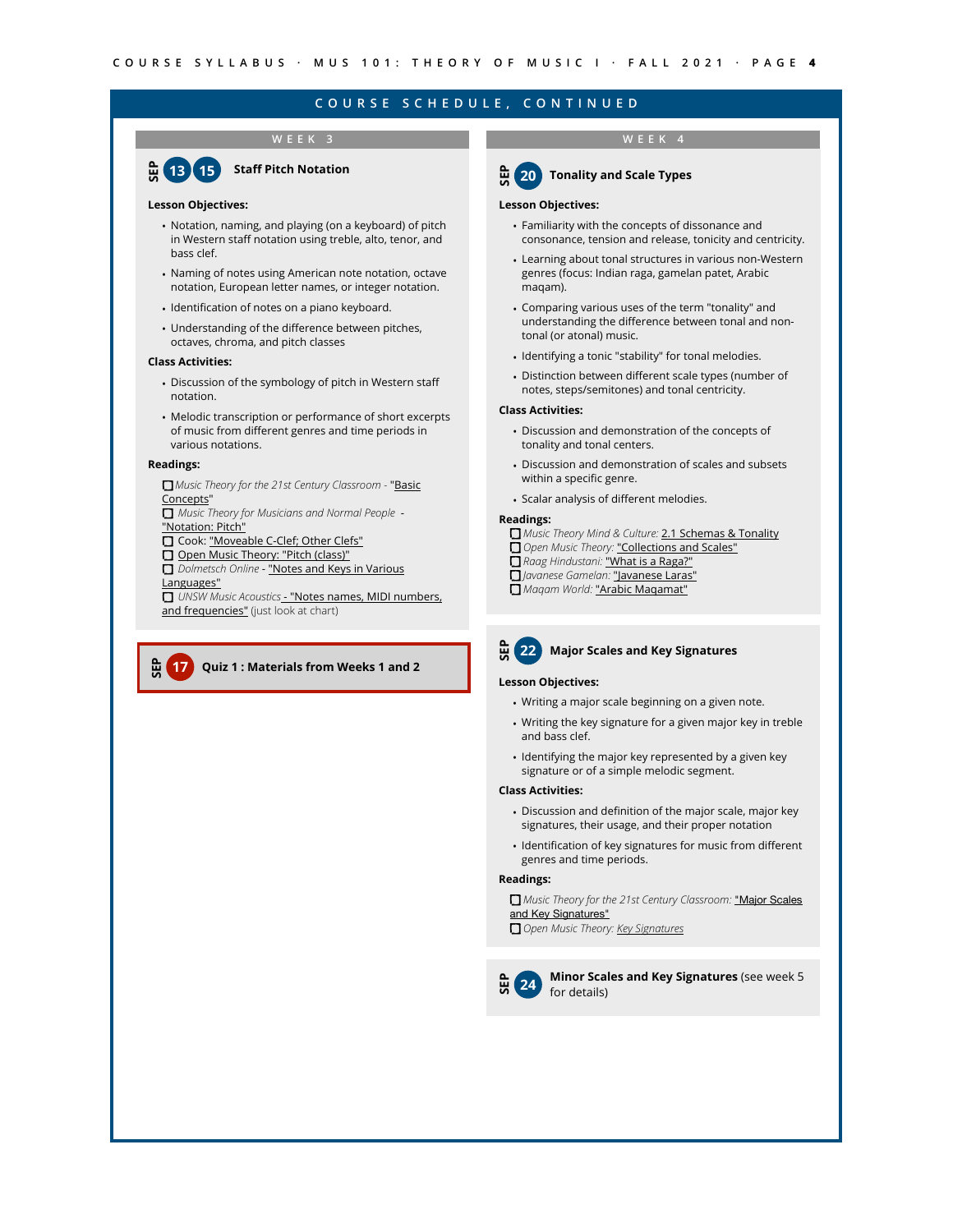## COURSE SCHEDULE, CONTINUED

### WEEK 3

#### SEP 13 15 — Staff Pitch Notation

**Lesson Objectives:**

- Notation, naming, and playing (on a keyboard) of pitch in Western staff notation using treble, alto, tenor, and bass clef.
- Naming of notes using American note notation, octave notation, European letter names, or integer notation.
- Identification of notes on a piano keyboard.
- Understanding of the difference between pitches, octaves, chroma, and pitch classes

**Class Activities:**

- Discussion of the symbology of pitch in Western staff notation.
- Melodic transcription or performance of short excerpts of music from different genres and time periods in various notations.

**Readings:**

- [ ] *Music Theory for the 21st Century Classroom* - "Basic Concepts"
- [ ] *Music Theory for Musicians and Normal People* - "Notation: Pitch"
- [ ] Cook: "Moveable C-Clef; Other Clefs"
- [ ] Open Music Theory: "Pitch (class)"
- [ ] *Dolmetsch Online* - "Notes and Keys in Various Languages"
- [ ] *UNSW Music Acoustics* - "Notes names, MIDI numbers, and frequencies" (just look at chart)

#### SEP 17 — Quiz 1 : Materials from Weeks 1 and 2

### WEEK 4

#### SEP 20 — Tonality and Scale Types

**Lesson Objectives:**

- Familiarity with the concepts of dissonance and consonance, tension and release, tonicity and centricity.
- Learning about tonal structures in various non-Western genres (focus: Indian raga, gamelan patet, Arabic maqam).
- Comparing various uses of the term "tonality" and understanding the difference between tonal and non-tonal (or atonal) music.
- Identifying a tonic "stability" for tonal melodies.
- Distinction between different scale types (number of notes, steps/semitones) and tonal centricity.

**Class Activities:**

- Discussion and demonstration of the concepts of tonality and tonal centers.
- Discussion and demonstration of scales and subsets within a specific genre.
- Scalar analysis of different melodies.

**Readings:**

- [ ] *Music Theory Mind & Culture:* 2.1 Schemas & Tonality
- [ ] *Open Music Theory:* "Collections and Scales"
- [ ] *Raag Hindustani:* "What is a Raga?"
- [ ] *Javanese Gamelan:* "Javanese Laras"
- [ ] *Maqam World:* "Arabic Maqamat"

#### SEP 22 — Major Scales and Key Signatures

**Lesson Objectives:**

- Writing a major scale beginning on a given note.
- Writing the key signature for a given major key in treble and bass clef.
- Identifying the major key represented by a given key signature or of a simple melodic segment.

**Class Activities:**

- Discussion and definition of the major scale, major key signatures, their usage, and their proper notation
- Identification of key signatures for music from different genres and time periods.

**Readings:**

- [ ] *Music Theory for the 21st Century Classroom:* "Major Scales and Key Signatures"
- [ ] *Open Music Theory:* *Key Signatures*

#### SEP 24 — Minor Scales and Key Signatures (see week 5 for details)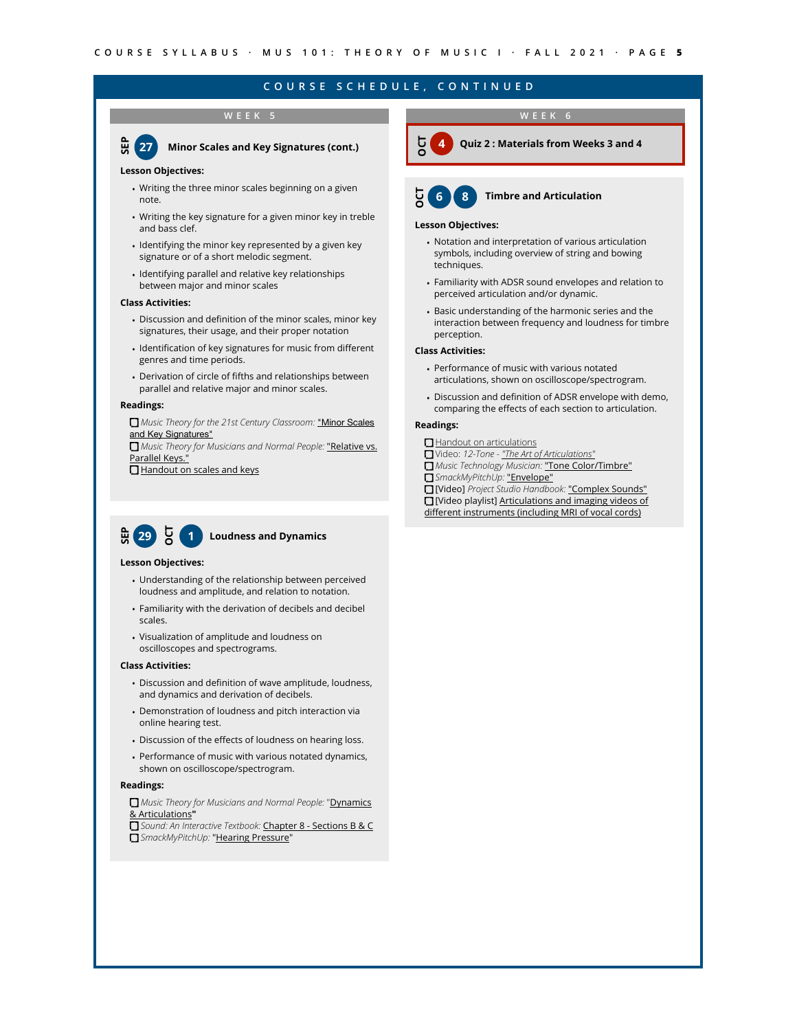## COURSE SCHEDULE, CONTINUED

### WEEK 5

#### SEP 27 — Minor Scales and Key Signatures (cont.)

**Lesson Objectives:**

- Writing the three minor scales beginning on a given note.
- Writing the key signature for a given minor key in treble and bass clef.
- Identifying the minor key represented by a given key signature or of a short melodic segment.
- Identifying parallel and relative key relationships between major and minor scales

**Class Activities:**

- Discussion and definition of the minor scales, minor key signatures, their usage, and their proper notation
- Identification of key signatures for music from different genres and time periods.
- Derivation of circle of fifths and relationships between parallel and relative major and minor scales.

**Readings:**

- ☐ *Music Theory for the 21st Century Classroom:* "Minor Scales and Key Signatures"
- ☐ *Music Theory for Musicians and Normal People:* "Relative vs. Parallel Keys."
- ☐ Handout on scales and keys

#### SEP 29 / OCT 1 — Loudness and Dynamics

**Lesson Objectives:**

- Understanding of the relationship between perceived loudness and amplitude, and relation to notation.
- Familiarity with the derivation of decibels and decibel scales.
- Visualization of amplitude and loudness on oscilloscopes and spectrograms.

**Class Activities:**

- Discussion and definition of wave amplitude, loudness, and dynamics and derivation of decibels.
- Demonstration of loudness and pitch interaction via online hearing test.
- Discussion of the effects of loudness on hearing loss.
- Performance of music with various notated dynamics, shown on oscilloscope/spectrogram.

**Readings:**

- ☐ *Music Theory for Musicians and Normal People:* "Dynamics & Articulations"
- ☐ *Sound: An Interactive Textbook:* Chapter 8 - Sections B & C
- ☐ *SmackMyPitchUp:* "Hearing Pressure"

### WEEK 6

#### OCT 4 — Quiz 2 : Materials from Weeks 3 and 4

#### OCT 6 / 8 — Timbre and Articulation

**Lesson Objectives:**

- Notation and interpretation of various articulation symbols, including overview of string and bowing techniques.
- Familiarity with ADSR sound envelopes and relation to perceived articulation and/or dynamic.
- Basic understanding of the harmonic series and the interaction between frequency and loudness for timbre perception.

**Class Activities:**

- Performance of music with various notated articulations, shown on oscilloscope/spectrogram.
- Discussion and definition of ADSR envelope with demo, comparing the effects of each section to articulation.

**Readings:**

- ☐ Handout on articulations
- ☐ Video: *12-Tone - "The Art of Articulations"*
- ☐ *Music Technology Musician:* "Tone Color/Timbre"
- ☐ *SmackMyPitchUp:* "Envelope"
- ☐ [Video] *Project Studio Handbook:* "Complex Sounds"
- ☐ [Video playlist] Articulations and imaging videos of different instruments (including MRI of vocal cords)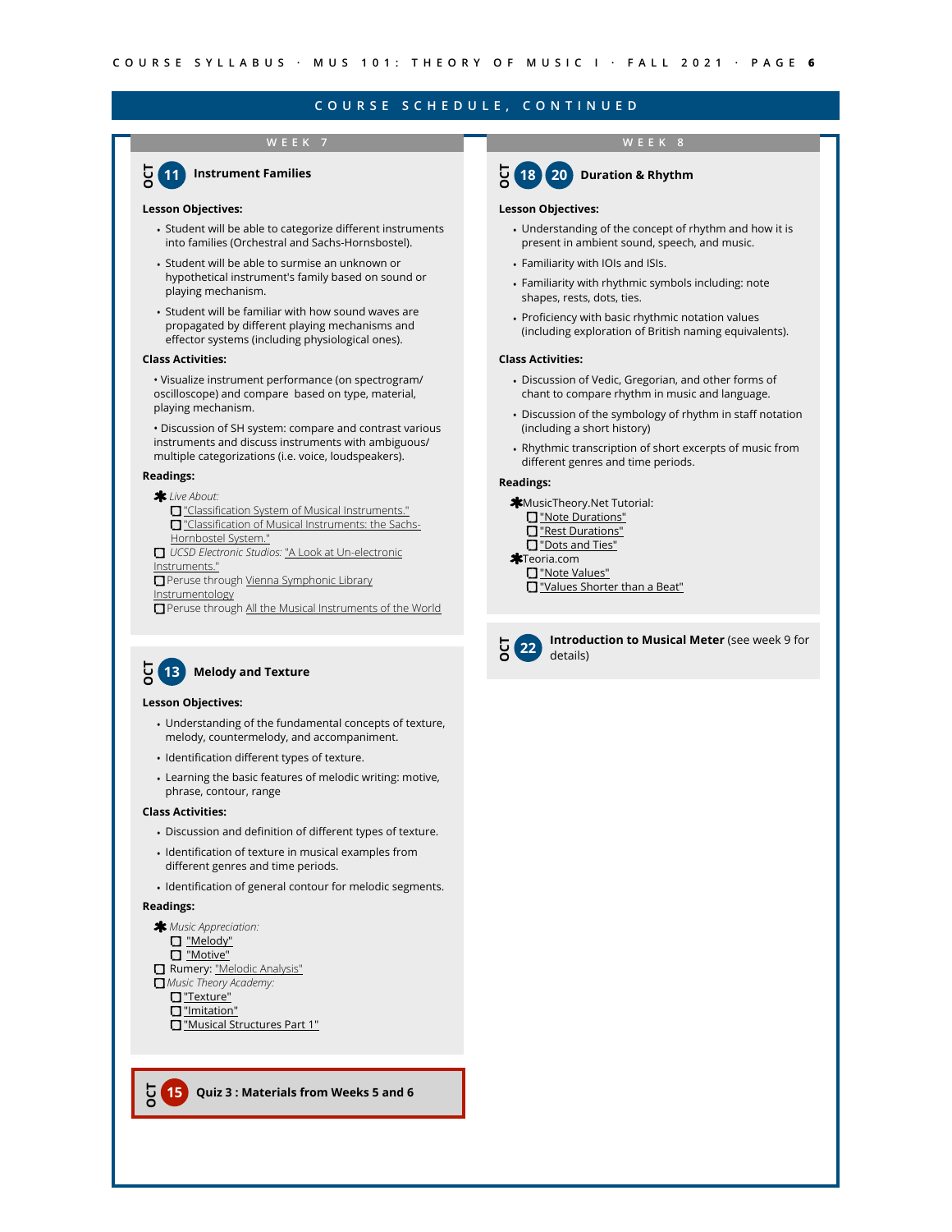## COURSE SCHEDULE, CONTINUED

### WEEK 7

#### OCT 11 — Instrument Families

**Lesson Objectives:**

- Student will be able to categorize different instruments into families (Orchestral and Sachs-Hornsbostel).
- Student will be able to surmise an unknown or hypothetical instrument's family based on sound or playing mechanism.
- Student will be familiar with how sound waves are propagated by different playing mechanisms and effector systems (including physiological ones).

**Class Activities:**

- Visualize instrument performance (on spectrogram/oscilloscope) and compare based on type, material, playing mechanism.
- Discussion of SH system: compare and contrast various instruments and discuss instruments with ambiguous/multiple categorizations (i.e. voice, loudspeakers).

**Readings:**

- ✱ *Live About:*
  - ☐ "Classification System of Musical Instruments."
  - ☐ "Classification of Musical Instruments: the Sachs-Hornbostel System."
- ☐ *UCSD Electronic Studios:* "A Look at Un-electronic Instruments."
- ☐ Peruse through Vienna Symphonic Library Instrumentology
- ☐ Peruse through All the Musical Instruments of the World

#### OCT 13 — Melody and Texture

**Lesson Objectives:**

- Understanding of the fundamental concepts of texture, melody, countermelody, and accompaniment.
- Identification different types of texture.
- Learning the basic features of melodic writing: motive, phrase, contour, range

**Class Activities:**

- Discussion and definition of different types of texture.
- Identification of texture in musical examples from different genres and time periods.
- Identification of general contour for melodic segments.

**Readings:**

- ✱ *Music Appreciation:*
  - ☐ "Melody"
  - ☐ "Motive"
- ☐ Rumery: "Melodic Analysis"
- ☐ *Music Theory Academy:*
  - ☐ "Texture"
  - ☐ "Imitation"
  - ☐ "Musical Structures Part 1"

#### OCT 15 — Quiz 3 : Materials from Weeks 5 and 6

### WEEK 8

#### OCT 18 20 — Duration & Rhythm

**Lesson Objectives:**

- Understanding of the concept of rhythm and how it is present in ambient sound, speech, and music.
- Familiarity with IOIs and ISIs.
- Familiarity with rhythmic symbols including: note shapes, rests, dots, ties.
- Proficiency with basic rhythmic notation values (including exploration of British naming equivalents).

**Class Activities:**

- Discussion of Vedic, Gregorian, and other forms of chant to compare rhythm in music and language.
- Discussion of the symbology of rhythm in staff notation (including a short history)
- Rhythmic transcription of short excerpts of music from different genres and time periods.

**Readings:**

- ✱ MusicTheory.Net Tutorial:
  - ☐ "Note Durations"
  - ☐ "Rest Durations"
  - ☐ "Dots and Ties"
- ✱ Teoria.com
  - ☐ "Note Values"
  - ☐ "Values Shorter than a Beat"

#### OCT 22 — Introduction to Musical Meter (see week 9 for details)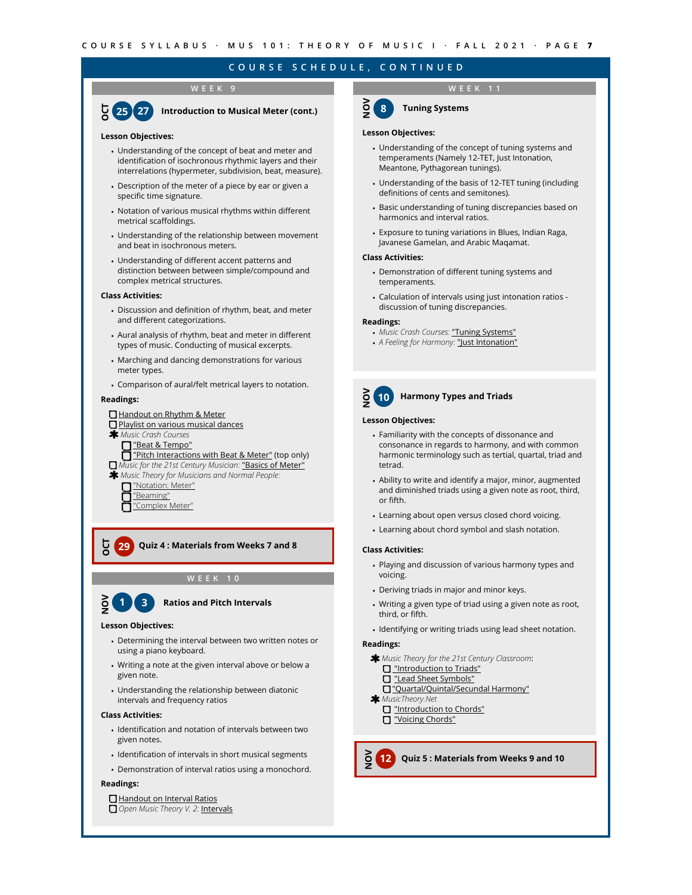## COURSE SCHEDULE, CONTINUED

### WEEK 9

#### OCT 25 27 — Introduction to Musical Meter (cont.)

**Lesson Objectives:**

- Understanding of the concept of beat and meter and identification of isochronous rhythmic layers and their interrelations (hypermeter, subdivision, beat, measure).
- Description of the meter of a piece by ear or given a specific time signature.
- Notation of various musical rhythms within different metrical scaffoldings.
- Understanding of the relationship between movement and beat in isochronous meters.
- Understanding of different accent patterns and distinction between between simple/compound and complex metrical structures.

**Class Activities:**

- Discussion and definition of rhythm, beat, and meter and different categorizations.
- Aural analysis of rhythm, beat and meter in different types of music. Conducting of musical excerpts.
- Marching and dancing demonstrations for various meter types.
- Comparison of aural/felt metrical layers to notation.

**Readings:**

- ☐ Handout on Rhythm & Meter
- ☐ Playlist on various musical dances
- ✱ *Music Crash Courses*
  - ☐ "Beat & Tempo"
  - ☐ "Pitch Interactions with Beat & Meter" (top only)
- ☐ *Music for the 21st Century Musician:* "Basics of Meter"
- ✱ *Music Theory for Musicians and Normal People:*
  - ☐ "Notation: Meter"
  - ☐ "Beaming"
  - ☐ "Complex Meter"

#### OCT 29 — Quiz 4 : Materials from Weeks 7 and 8

### WEEK 10

#### NOV 1 3 — Ratios and Pitch Intervals

**Lesson Objectives:**

- Determining the interval between two written notes or using a piano keyboard.
- Writing a note at the given interval above or below a given note.
- Understanding the relationship between diatonic intervals and frequency ratios

**Class Activities:**

- Identification and notation of intervals between two given notes.
- Identification of intervals in short musical segments
- Demonstration of interval ratios using a monochord.

**Readings:**

- ☐ Handout on Interval Ratios
- ☐ *Open Music Theory V. 2:* Intervals

### WEEK 11

#### NOV 8 — Tuning Systems

**Lesson Objectives:**

- Understanding of the concept of tuning systems and temperaments (Namely 12-TET, Just Intonation, Meantone, Pythagorean tunings).
- Understanding of the basis of 12-TET tuning (including definitions of cents and semitones).
- Basic understanding of tuning discrepancies based on harmonics and interval ratios.
- Exposure to tuning variations in Blues, Indian Raga, Javanese Gamelan, and Arabic Maqamat.

**Class Activities:**

- Demonstration of different tuning systems and temperaments.
- Calculation of intervals using just intonation ratios - discussion of tuning discrepancies.

**Readings:**

- *Music Crash Courses:* "Tuning Systems"
- *A Feeling for Harmony:* "Just Intonation"

#### NOV 10 — Harmony Types and Triads

**Lesson Objectives:**

- Familiarity with the concepts of dissonance and consonance in regards to harmony, and with common harmonic terminology such as tertial, quartal, triad and tetrad.
- Ability to write and identify a major, minor, augmented and diminished triads using a given note as root, third, or fifth.
- Learning about open versus closed chord voicing.
- Learning about chord symbol and slash notation.

**Class Activities:**

- Playing and discussion of various harmony types and voicing.
- Deriving triads in major and minor keys.
- Writing a given type of triad using a given note as root, third, or fifth.
- Identifying or writing triads using lead sheet notation.

**Readings:**

- ✱ *Music Theory for the 21st Century Classroom*:
  - ☐ "Introduction to Triads"
  - ☐ "Lead Sheet Symbols"
  - ☐ "Quartal/Quintal/Secundal Harmony"
- ✱ *MusicTheory.Net*
  - ☐ "Introduction to Chords"
  - ☐ "Voicing Chords"

#### NOV 12 — Quiz 5 : Materials from Weeks 9 and 10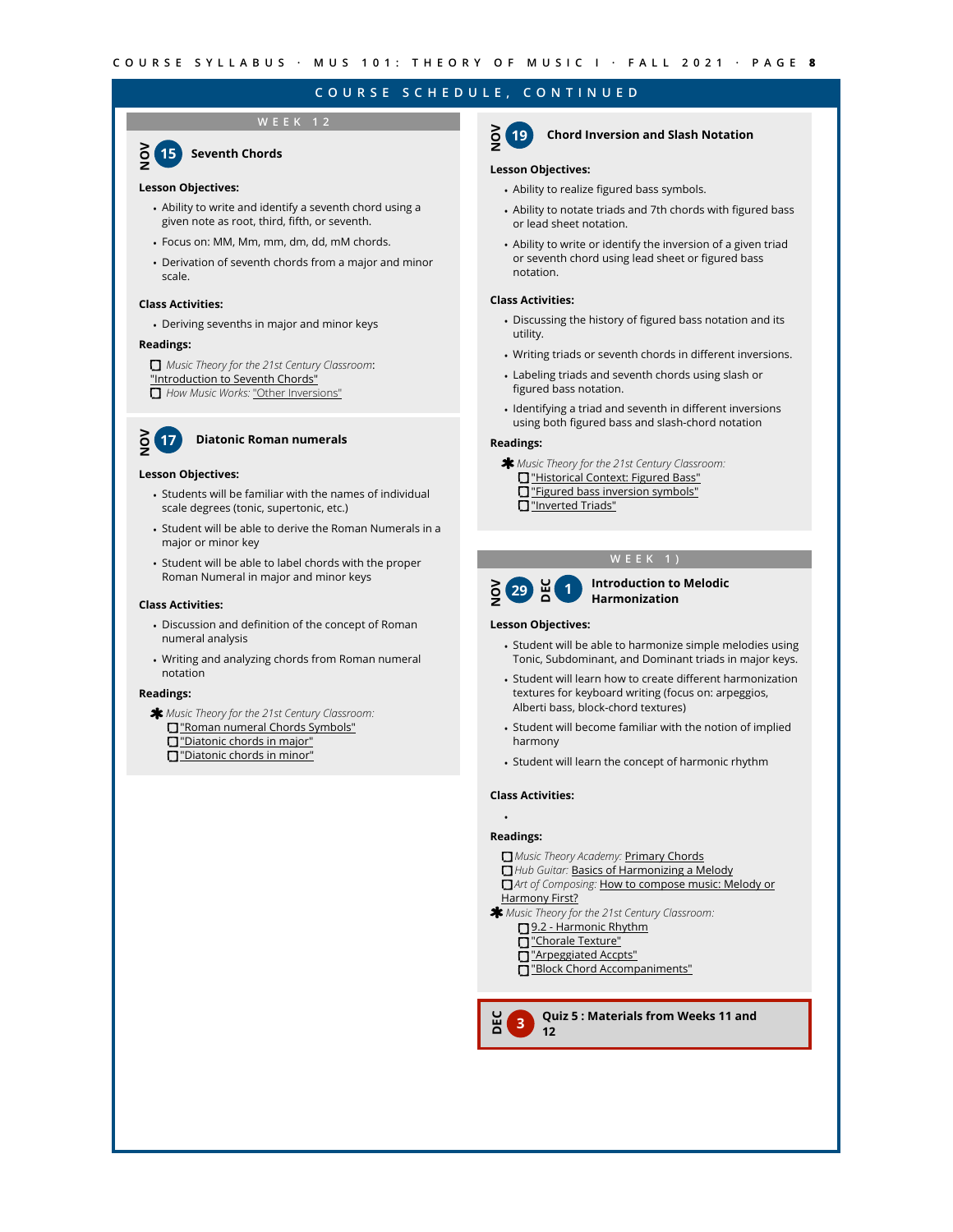## COURSE SCHEDULE, CONTINUED

### WEEK 12

### NOV 15 — Seventh Chords

**Lesson Objectives:**

- Ability to write and identify a seventh chord using a given note as root, third, fifth, or seventh.
- Focus on: MM, Mm, mm, dm, dd, mM chords.
- Derivation of seventh chords from a major and minor scale.

**Class Activities:**

- Deriving sevenths in major and minor keys

**Readings:**

- ☐ *Music Theory for the 21st Century Classroom*: "Introduction to Seventh Chords"
- ☐ *How Music Works:* "Other Inversions"

### NOV 17 — Diatonic Roman numerals

**Lesson Objectives:**

- Students will be familiar with the names of individual scale degrees (tonic, supertonic, etc.)
- Student will be able to derive the Roman Numerals in a major or minor key
- Student will be able to label chords with the proper Roman Numeral in major and minor keys

**Class Activities:**

- Discussion and definition of the concept of Roman numeral analysis
- Writing and analyzing chords from Roman numeral notation

**Readings:**

✱ *Music Theory for the 21st Century Classroom:*
- ☐ "Roman numeral Chords Symbols"
- ☐ "Diatonic chords in major"
- ☐ "Diatonic chords in minor"

### NOV 19 — Chord Inversion and Slash Notation

**Lesson Objectives:**

- Ability to realize figured bass symbols.
- Ability to notate triads and 7th chords with figured bass or lead sheet notation.
- Ability to write or identify the inversion of a given triad or seventh chord using lead sheet or figured bass notation.

**Class Activities:**

- Discussing the history of figured bass notation and its utility.
- Writing triads or seventh chords in different inversions.
- Labeling triads and seventh chords using slash or figured bass notation.
- Identifying a triad and seventh in different inversions using both figured bass and slash-chord notation

**Readings:**

✱ *Music Theory for the 21st Century Classroom:*
- ☐ "Historical Context: Figured Bass"
- ☐ "Figured bass inversion symbols"
- ☐ "Inverted Triads"

### WEEK 1)

### NOV 29 / DEC 1 — Introduction to Melodic Harmonization

**Lesson Objectives:**

- Student will be able to harmonize simple melodies using Tonic, Subdominant, and Dominant triads in major keys.
- Student will learn how to create different harmonization textures for keyboard writing (focus on: arpeggios, Alberti bass, block-chord textures)
- Student will become familiar with the notion of implied harmony
- Student will learn the concept of harmonic rhythm

**Class Activities:**

-

**Readings:**

- ☐ *Music Theory Academy:* Primary Chords
- ☐ *Hub Guitar:* Basics of Harmonizing a Melody
- ☐ *Art of Composing:* How to compose music: Melody or Harmony First?

✱ *Music Theory for the 21st Century Classroom:*
- ☐ 9.2 - Harmonic Rhythm
- ☐ "Chorale Texture"
- ☐ "Arpeggiated Accpts"
- ☐ "Block Chord Accompaniments"

### DEC 3 — Quiz 5 : Materials from Weeks 11 and 12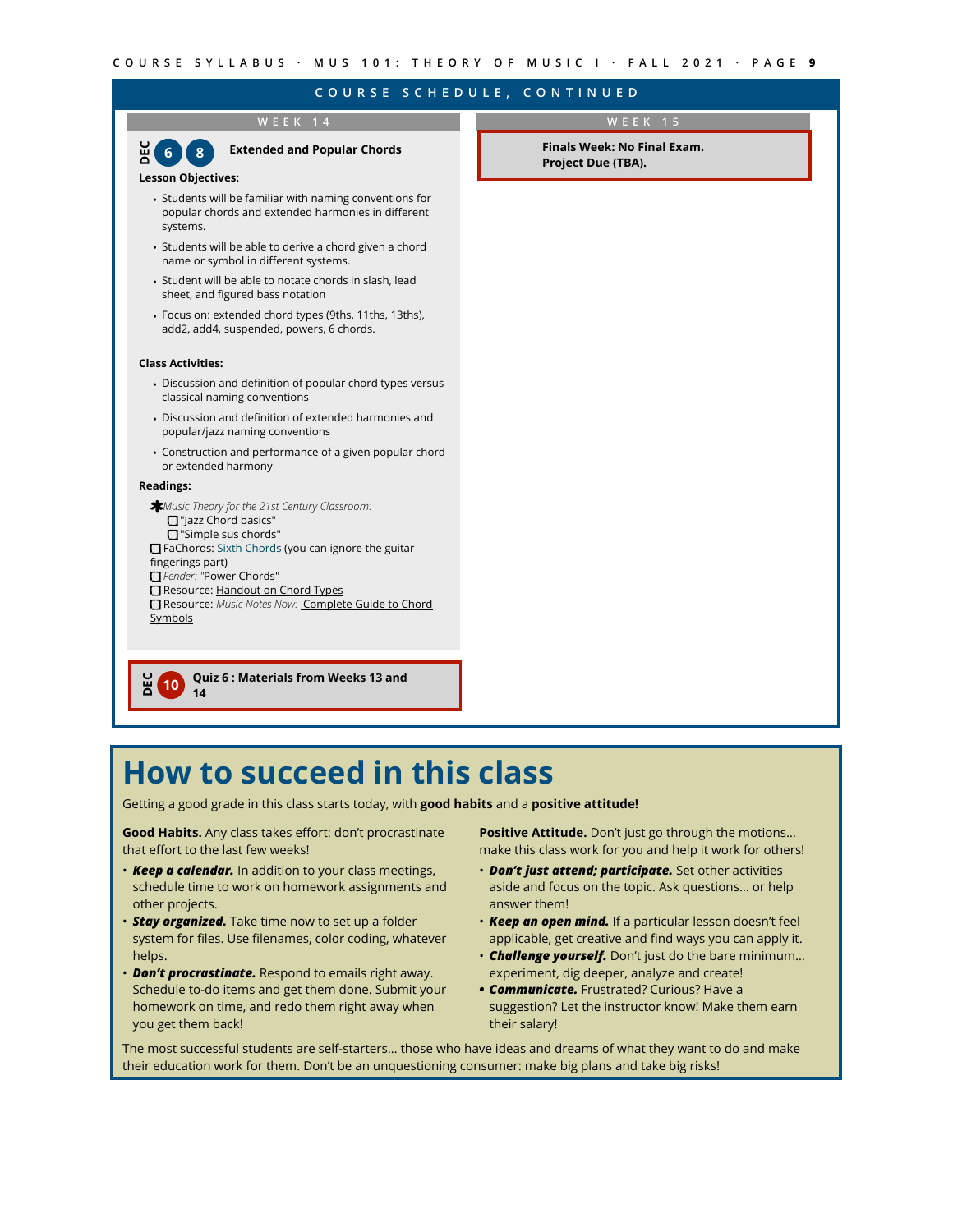## COURSE SCHEDULE, CONTINUED

### WEEK 14

**DEC 6 8** **Extended and Popular Chords**

**Lesson Objectives:**

- Students will be familiar with naming conventions for popular chords and extended harmonies in different systems.
- Students will be able to derive a chord given a chord name or symbol in different systems.
- Student will be able to notate chords in slash, lead sheet, and figured bass notation
- Focus on: extended chord types (9ths, 11ths, 13ths), add2, add4, suspended, powers, 6 chords.

**Class Activities:**

- Discussion and definition of popular chord types versus classical naming conventions
- Discussion and definition of extended harmonies and popular/jazz naming conventions
- Construction and performance of a given popular chord or extended harmony

**Readings:**

✱*Music Theory for the 21st Century Classroom:*
- ☐ "Jazz Chord basics"
- ☐ "Simple sus chords"

☐ FaChords: Sixth Chords (you can ignore the guitar fingerings part)
☐ *Fender:* "Power Chords"
☐ Resource: Handout on Chord Types
☐ Resource: *Music Notes Now:* Complete Guide to Chord Symbols

**DEC 10** **Quiz 6 : Materials from Weeks 13 and 14**

### WEEK 15

**Finals Week: No Final Exam. Project Due (TBA).**

# How to succeed in this class

Getting a good grade in this class starts today, with **good habits** and a **positive attitude!**

**Good Habits.** Any class takes effort: don't procrastinate that effort to the last few weeks!

- ***Keep a calendar.*** In addition to your class meetings, schedule time to work on homework assignments and other projects.
- ***Stay organized.*** Take time now to set up a folder system for files. Use filenames, color coding, whatever helps.
- ***Don't procrastinate.*** Respond to emails right away. Schedule to-do items and get them done. Submit your homework on time, and redo them right away when you get them back!

**Positive Attitude.** Don't just go through the motions… make this class work for you and help it work for others!

- ***Don't just attend; participate.*** Set other activities aside and focus on the topic. Ask questions… or help answer them!
- ***Keep an open mind.*** If a particular lesson doesn't feel applicable, get creative and find ways you can apply it.
- ***Challenge yourself.*** Don't just do the bare minimum… experiment, dig deeper, analyze and create!
- ***Communicate.*** Frustrated? Curious? Have a suggestion? Let the instructor know! Make them earn their salary!

The most successful students are self-starters… those who have ideas and dreams of what they want to do and make their education work for them. Don't be an unquestioning consumer: make big plans and take big risks!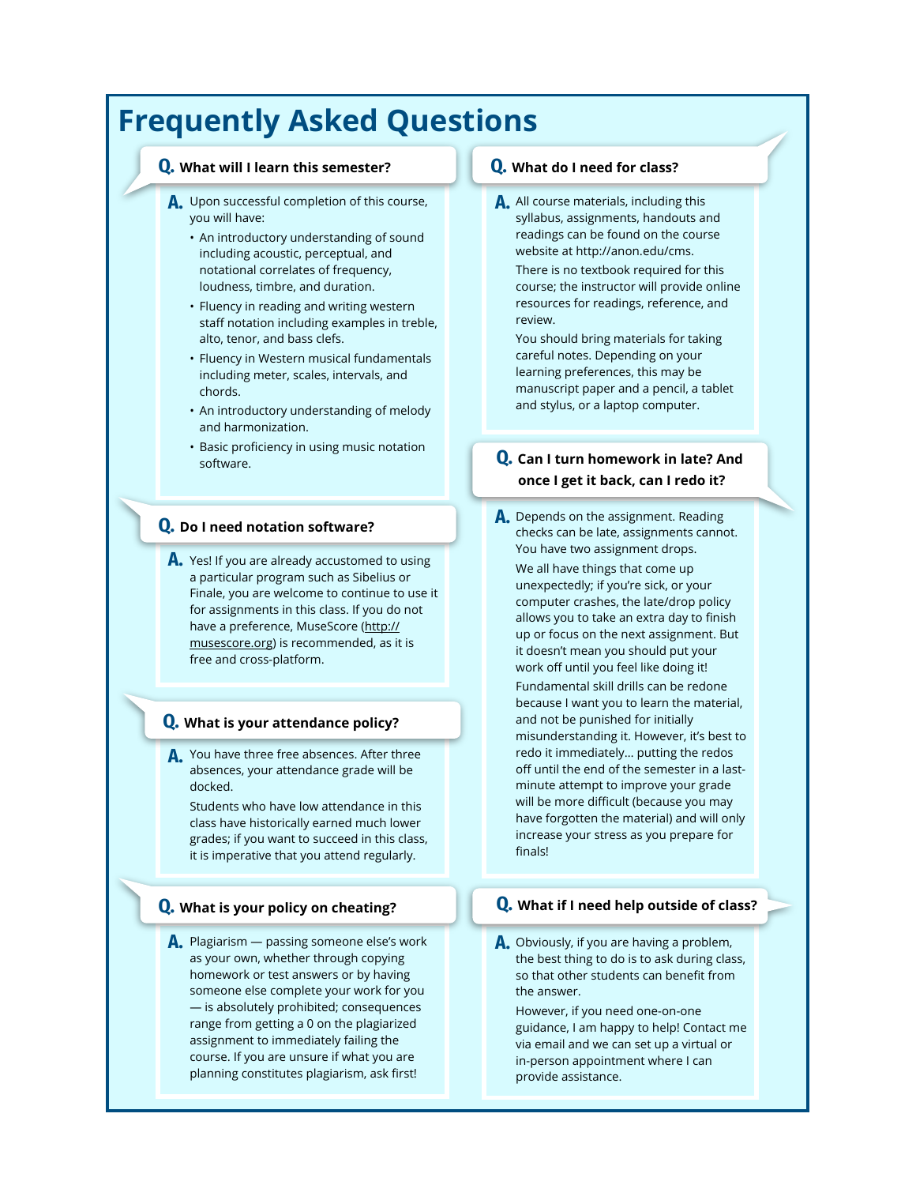# Frequently Asked Questions

### Q. What will I learn this semester?

**A.** Upon successful completion of this course, you will have:

- An introductory understanding of sound including acoustic, perceptual, and notational correlates of frequency, loudness, timbre, and duration.
- Fluency in reading and writing western staff notation including examples in treble, alto, tenor, and bass clefs.
- Fluency in Western musical fundamentals including meter, scales, intervals, and chords.
- An introductory understanding of melody and harmonization.
- Basic proficiency in using music notation software.

### Q. Do I need notation software?

**A.** Yes! If you are already accustomed to using a particular program such as Sibelius or Finale, you are welcome to continue to use it for assignments in this class. If you do not have a preference, MuseScore (http://musescore.org) is recommended, as it is free and cross-platform.

### Q. What is your attendance policy?

**A.** You have three free absences. After three absences, your attendance grade will be docked.

Students who have low attendance in this class have historically earned much lower grades; if you want to succeed in this class, it is imperative that you attend regularly.

### Q. What is your policy on cheating?

**A.** Plagiarism — passing someone else's work as your own, whether through copying homework or test answers or by having someone else complete your work for you — is absolutely prohibited; consequences range from getting a 0 on the plagiarized assignment to immediately failing the course. If you are unsure if what you are planning constitutes plagiarism, ask first!

### Q. What do I need for class?

**A.** All course materials, including this syllabus, assignments, handouts and readings can be found on the course website at http://anon.edu/cms.

There is no textbook required for this course; the instructor will provide online resources for readings, reference, and review.

You should bring materials for taking careful notes. Depending on your learning preferences, this may be manuscript paper and a pencil, a tablet and stylus, or a laptop computer.

### Q. Can I turn homework in late? And once I get it back, can I redo it?

**A.** Depends on the assignment. Reading checks can be late, assignments cannot. You have two assignment drops.

We all have things that come up unexpectedly; if you're sick, or your computer crashes, the late/drop policy allows you to take an extra day to finish up or focus on the next assignment. But it doesn't mean you should put your work off until you feel like doing it!

Fundamental skill drills can be redone because I want you to learn the material, and not be punished for initially misunderstanding it. However, it's best to redo it immediately... putting the redos off until the end of the semester in a last-minute attempt to improve your grade will be more difficult (because you may have forgotten the material) and will only increase your stress as you prepare for finals!

### Q. What if I need help outside of class?

**A.** Obviously, if you are having a problem, the best thing to do is to ask during class, so that other students can benefit from the answer.

However, if you need one-on-one guidance, I am happy to help! Contact me via email and we can set up a virtual or in-person appointment where I can provide assistance.